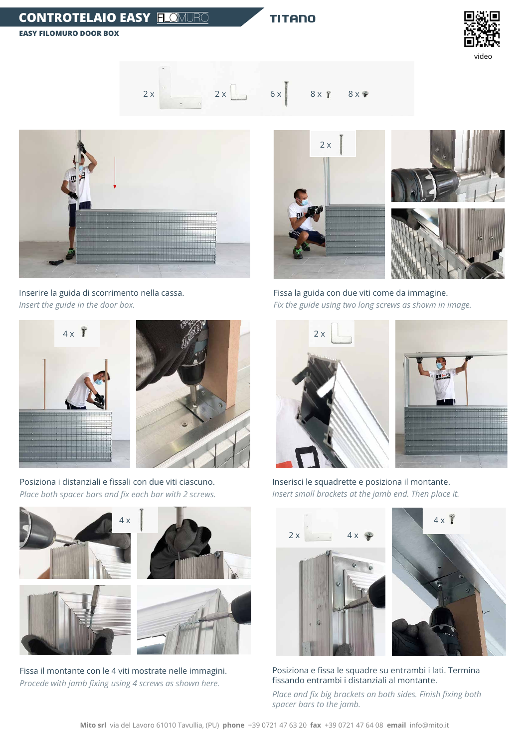# CONTROTELAIO EASY FILOMURO

**EASY FILOMURO DOOR BOX**

TITANO

video

2 x  2 x  6 x  8 x  8 x

2 x

4 x

2 x

4 x

2 x  4 x

4 x

Inserire la guida di scorrimento nella cassa.

*Insert the guide in the door box.*

Fissa la guida con due viti come da immagine.

*Fix the guide using two long screws as shown in image.*

Posiziona i distanziali e fissali con due viti ciascuno.

*Place both spacer bars and fix each bar with 2 screws.*

Inserisci le squadrette e posiziona il montante.

*Insert small brackets at the jamb end. Then place it.*

Fissa il montante con le 4 viti mostrate nelle immagini.

*Procede with jamb fixing using 4 screws as shown here.*

Posiziona e fissa le squadre su entrambi i lati. Termina fissando entrambi i distanziali al montante.

*Place and fix big brackets on both sides. Finish fixing both spacer bars to the jamb.*

**Mito srl** via del Lavoro 61010 Tavullia, (PU) **phone** +39 0721 47 63 20 **fax** +39 0721 47 64 08 **email** info@mito.it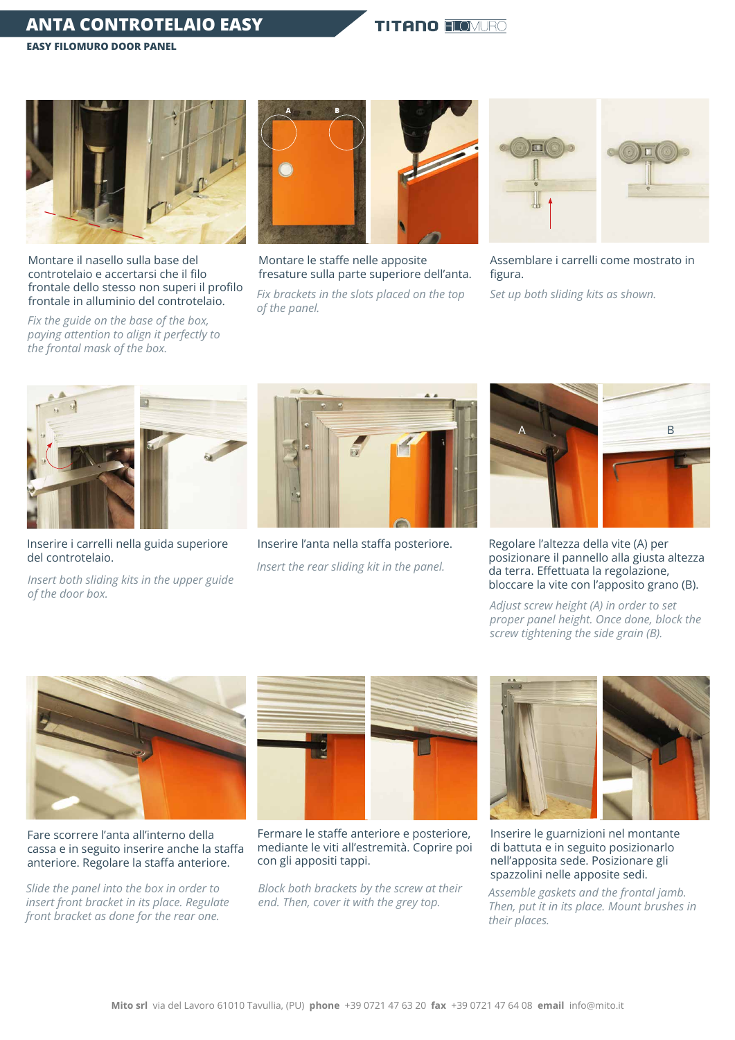# ANTA CONTROTELAIO EASY

**EASY FILOMURO DOOR PANEL**

Montare il nasello sulla base del controtelaio e accertarsi che il filo frontale dello stesso non superi il profilo frontale in alluminio del controtelaio.

*Fix the guide on the base of the box, paying attention to align it perfectly to the frontal mask of the box.*

Montare le staffe nelle apposite fresature sulla parte superiore dell'anta.

*Fix brackets in the slots placed on the top of the panel.*

Assemblare i carrelli come mostrato in figura.

*Set up both sliding kits as shown.*

Inserire i carrelli nella guida superiore del controtelaio.

*Insert both sliding kits in the upper guide of the door box.*

Inserire l'anta nella staffa posteriore.

*Insert the rear sliding kit in the panel.*

Regolare l'altezza della vite (A) per posizionare il pannello alla giusta altezza da terra. Effettuata la regolazione, bloccare la vite con l'apposito grano (B).

*Adjust screw height (A) in order to set proper panel height. Once done, block the screw tightening the side grain (B).*

Fare scorrere l'anta all'interno della cassa e in seguito inserire anche la staffa anteriore. Regolare la staffa anteriore.

*Slide the panel into the box in order to insert front bracket in its place. Regulate front bracket as done for the rear one.*

Fermare le staffe anteriore e posteriore, mediante le viti all'estremità. Coprire poi con gli appositi tappi.

*Block both brackets by the screw at their end. Then, cover it with the grey top.*

Inserire le guarnizioni nel montante di battuta e in seguito posizionarlo nell'apposita sede. Posizionare gli spazzolini nelle apposite sedi.

*Assemble gaskets and the frontal jamb. Then, put it in its place. Mount brushes in their places.*

**Mito srl** via del Lavoro 61010 Tavullia, (PU) **phone** +39 0721 47 63 20 **fax** +39 0721 47 64 08 **email** info@mito.it